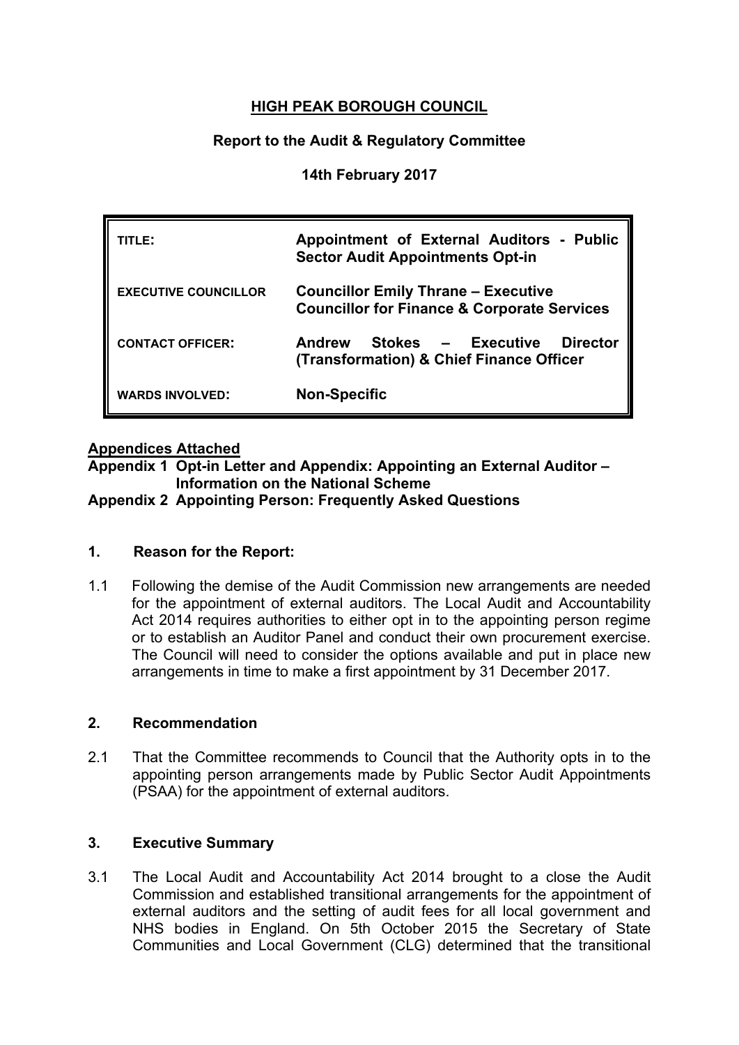# HIGH PEAK BOROUGH COUNCIL

## Report to the Audit & Regulatory Committee

## 14th February 2017

| | |
|---|---|
| **TITLE:** | **Appointment of External Auditors - Public Sector Audit Appointments Opt-in** |
| **EXECUTIVE COUNCILLOR** | **Councillor Emily Thrane – Executive Councillor for Finance & Corporate Services** |
| **CONTACT OFFICER:** | **Andrew Stokes – Executive Director (Transformation) & Chief Finance Officer** |
| **WARDS INVOLVED:** | **Non-Specific** |

**Appendices Attached**

**Appendix 1 Opt-in Letter and Appendix: Appointing an External Auditor – Information on the National Scheme**

**Appendix 2 Appointing Person: Frequently Asked Questions**

## 1. Reason for the Report:

1.1 Following the demise of the Audit Commission new arrangements are needed for the appointment of external auditors. The Local Audit and Accountability Act 2014 requires authorities to either opt in to the appointing person regime or to establish an Auditor Panel and conduct their own procurement exercise. The Council will need to consider the options available and put in place new arrangements in time to make a first appointment by 31 December 2017.

## 2. Recommendation

2.1 That the Committee recommends to Council that the Authority opts in to the appointing person arrangements made by Public Sector Audit Appointments (PSAA) for the appointment of external auditors.

## 3. Executive Summary

3.1 The Local Audit and Accountability Act 2014 brought to a close the Audit Commission and established transitional arrangements for the appointment of external auditors and the setting of audit fees for all local government and NHS bodies in England. On 5th October 2015 the Secretary of State Communities and Local Government (CLG) determined that the transitional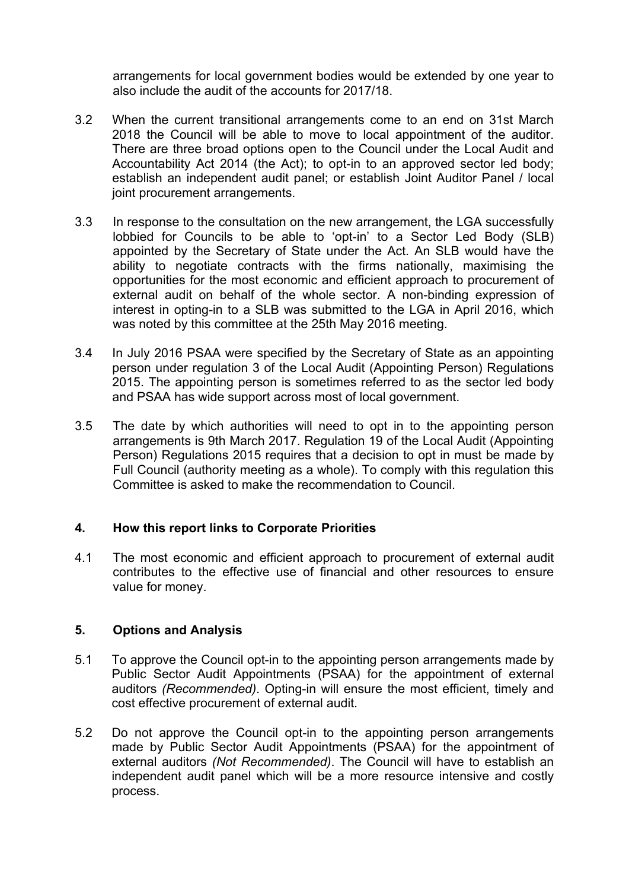arrangements for local government bodies would be extended by one year to also include the audit of the accounts for 2017/18.

3.2 When the current transitional arrangements come to an end on 31st March 2018 the Council will be able to move to local appointment of the auditor. There are three broad options open to the Council under the Local Audit and Accountability Act 2014 (the Act); to opt-in to an approved sector led body; establish an independent audit panel; or establish Joint Auditor Panel / local joint procurement arrangements.

3.3 In response to the consultation on the new arrangement, the LGA successfully lobbied for Councils to be able to 'opt-in' to a Sector Led Body (SLB) appointed by the Secretary of State under the Act. An SLB would have the ability to negotiate contracts with the firms nationally, maximising the opportunities for the most economic and efficient approach to procurement of external audit on behalf of the whole sector. A non-binding expression of interest in opting-in to a SLB was submitted to the LGA in April 2016, which was noted by this committee at the 25th May 2016 meeting.

3.4 In July 2016 PSAA were specified by the Secretary of State as an appointing person under regulation 3 of the Local Audit (Appointing Person) Regulations 2015. The appointing person is sometimes referred to as the sector led body and PSAA has wide support across most of local government.

3.5 The date by which authorities will need to opt in to the appointing person arrangements is 9th March 2017. Regulation 19 of the Local Audit (Appointing Person) Regulations 2015 requires that a decision to opt in must be made by Full Council (authority meeting as a whole). To comply with this regulation this Committee is asked to make the recommendation to Council.

## 4. How this report links to Corporate Priorities

4.1 The most economic and efficient approach to procurement of external audit contributes to the effective use of financial and other resources to ensure value for money.

## 5. Options and Analysis

5.1 To approve the Council opt-in to the appointing person arrangements made by Public Sector Audit Appointments (PSAA) for the appointment of external auditors *(Recommended)*. Opting-in will ensure the most efficient, timely and cost effective procurement of external audit.

5.2 Do not approve the Council opt-in to the appointing person arrangements made by Public Sector Audit Appointments (PSAA) for the appointment of external auditors *(Not Recommended)*. The Council will have to establish an independent audit panel which will be a more resource intensive and costly process.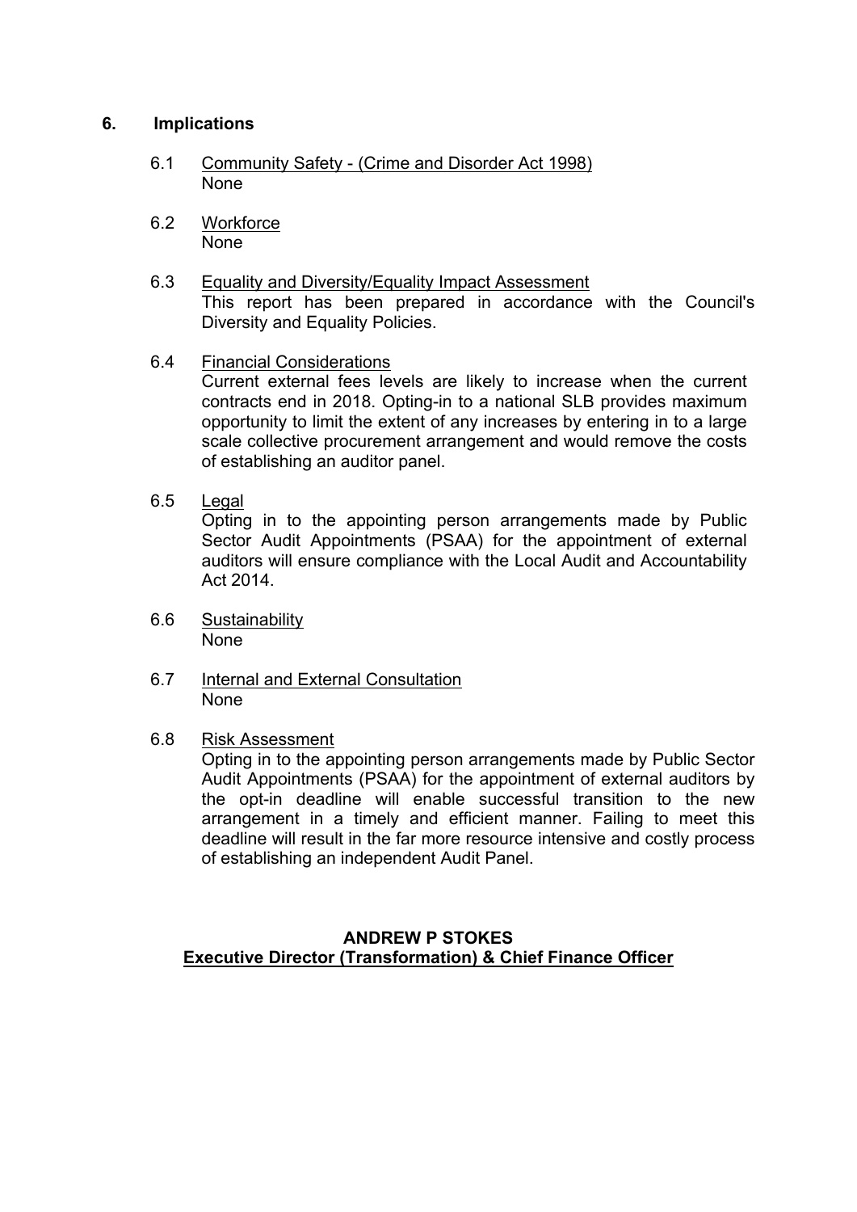## 6. Implications

6.1 Community Safety - (Crime and Disorder Act 1998)
None

6.2 Workforce
None

6.3 Equality and Diversity/Equality Impact Assessment
This report has been prepared in accordance with the Council's Diversity and Equality Policies.

6.4 Financial Considerations
Current external fees levels are likely to increase when the current contracts end in 2018. Opting-in to a national SLB provides maximum opportunity to limit the extent of any increases by entering in to a large scale collective procurement arrangement and would remove the costs of establishing an auditor panel.

6.5 Legal
Opting in to the appointing person arrangements made by Public Sector Audit Appointments (PSAA) for the appointment of external auditors will ensure compliance with the Local Audit and Accountability Act 2014.

6.6 Sustainability
None

6.7 Internal and External Consultation
None

6.8 Risk Assessment
Opting in to the appointing person arrangements made by Public Sector Audit Appointments (PSAA) for the appointment of external auditors by the opt-in deadline will enable successful transition to the new arrangement in a timely and efficient manner. Failing to meet this deadline will result in the far more resource intensive and costly process of establishing an independent Audit Panel.

**ANDREW P STOKES**
**Executive Director (Transformation) & Chief Finance Officer**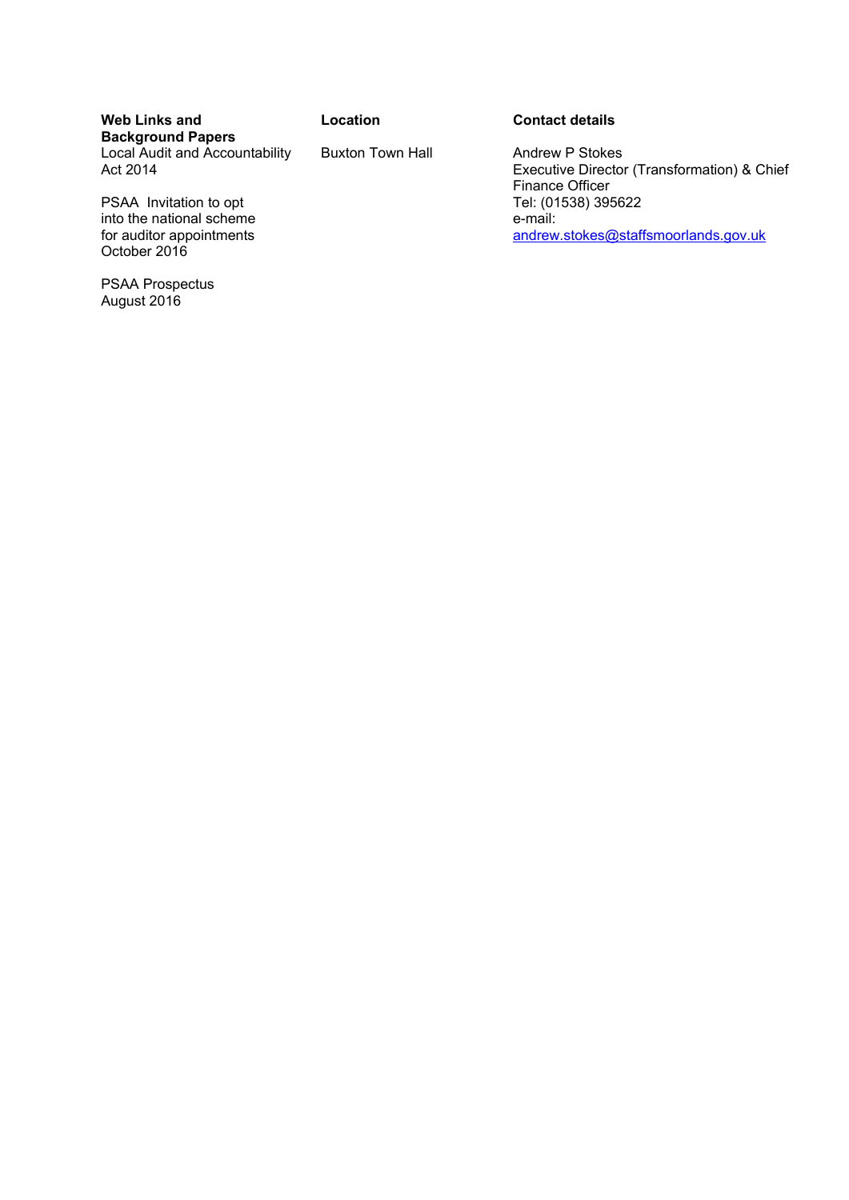| Web Links and Background Papers | Location | Contact details |
|---|---|---|
| Local Audit and Accountability Act 2014<br><br>PSAA Invitation to opt into the national scheme for auditor appointments October 2016<br><br>PSAA Prospectus August 2016 | Buxton Town Hall | Andrew P Stokes<br>Executive Director (Transformation) & Chief Finance Officer<br>Tel: (01538) 395622<br>e-mail:<br>andrew.stokes@staffsmoorlands.gov.uk |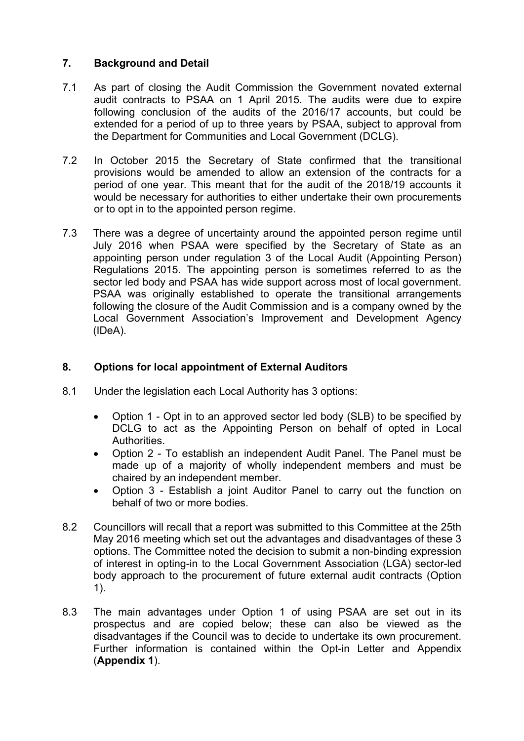## 7. Background and Detail

7.1 As part of closing the Audit Commission the Government novated external audit contracts to PSAA on 1 April 2015. The audits were due to expire following conclusion of the audits of the 2016/17 accounts, but could be extended for a period of up to three years by PSAA, subject to approval from the Department for Communities and Local Government (DCLG).

7.2 In October 2015 the Secretary of State confirmed that the transitional provisions would be amended to allow an extension of the contracts for a period of one year. This meant that for the audit of the 2018/19 accounts it would be necessary for authorities to either undertake their own procurements or to opt in to the appointed person regime.

7.3 There was a degree of uncertainty around the appointed person regime until July 2016 when PSAA were specified by the Secretary of State as an appointing person under regulation 3 of the Local Audit (Appointing Person) Regulations 2015. The appointing person is sometimes referred to as the sector led body and PSAA has wide support across most of local government. PSAA was originally established to operate the transitional arrangements following the closure of the Audit Commission and is a company owned by the Local Government Association's Improvement and Development Agency (IDeA).

## 8. Options for local appointment of External Auditors

8.1 Under the legislation each Local Authority has 3 options:

- Option 1 - Opt in to an approved sector led body (SLB) to be specified by DCLG to act as the Appointing Person on behalf of opted in Local Authorities.
- Option 2 - To establish an independent Audit Panel. The Panel must be made up of a majority of wholly independent members and must be chaired by an independent member.
- Option 3 - Establish a joint Auditor Panel to carry out the function on behalf of two or more bodies.

8.2 Councillors will recall that a report was submitted to this Committee at the 25th May 2016 meeting which set out the advantages and disadvantages of these 3 options. The Committee noted the decision to submit a non-binding expression of interest in opting-in to the Local Government Association (LGA) sector-led body approach to the procurement of future external audit contracts (Option 1).

8.3 The main advantages under Option 1 of using PSAA are set out in its prospectus and are copied below; these can also be viewed as the disadvantages if the Council was to decide to undertake its own procurement. Further information is contained within the Opt-in Letter and Appendix (**Appendix 1**).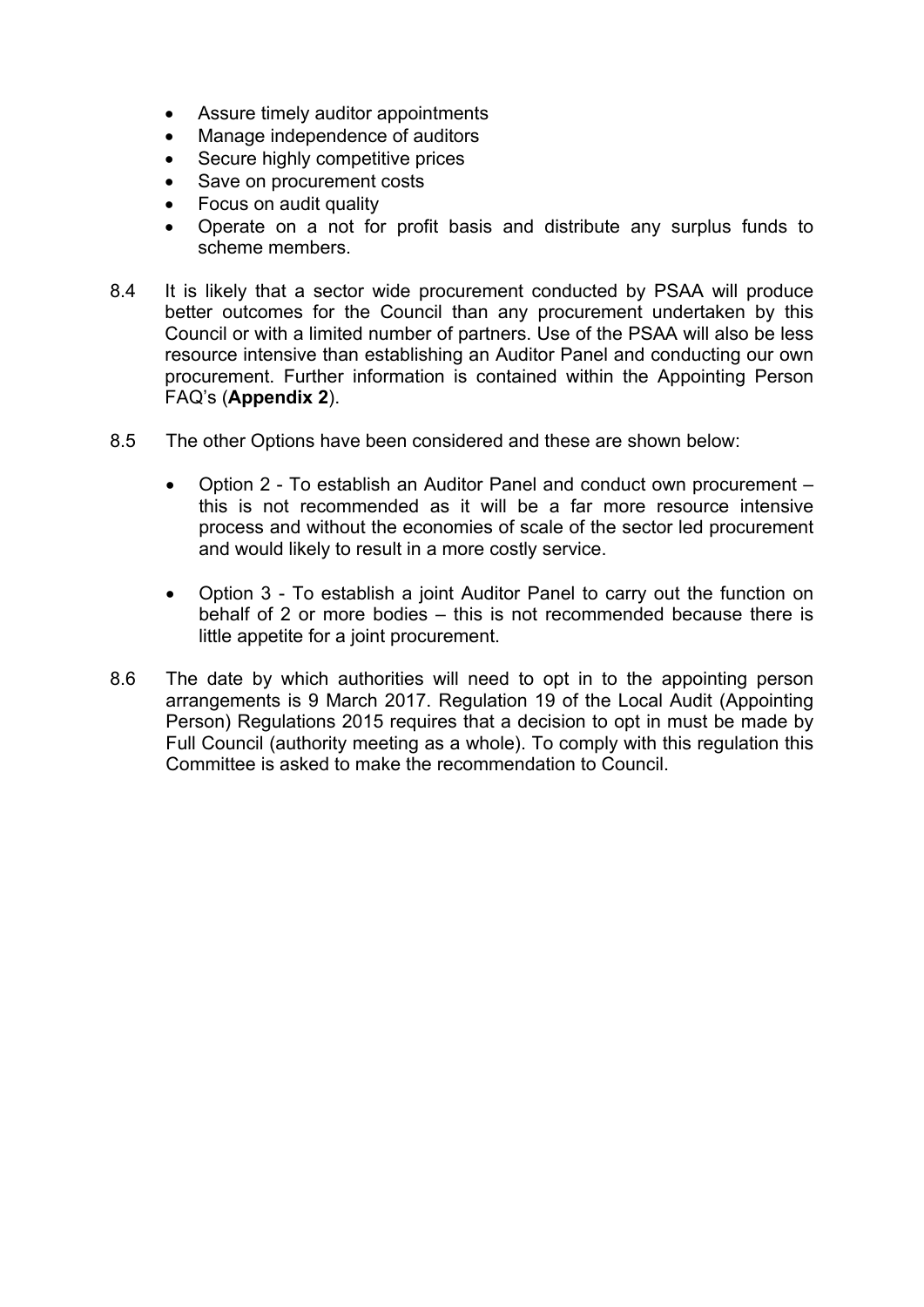- Assure timely auditor appointments
- Manage independence of auditors
- Secure highly competitive prices
- Save on procurement costs
- Focus on audit quality
- Operate on a not for profit basis and distribute any surplus funds to scheme members.

8.4 It is likely that a sector wide procurement conducted by PSAA will produce better outcomes for the Council than any procurement undertaken by this Council or with a limited number of partners. Use of the PSAA will also be less resource intensive than establishing an Auditor Panel and conducting our own procurement. Further information is contained within the Appointing Person FAQ's (**Appendix 2**).

8.5 The other Options have been considered and these are shown below:

- Option 2 - To establish an Auditor Panel and conduct own procurement – this is not recommended as it will be a far more resource intensive process and without the economies of scale of the sector led procurement and would likely to result in a more costly service.

- Option 3 - To establish a joint Auditor Panel to carry out the function on behalf of 2 or more bodies – this is not recommended because there is little appetite for a joint procurement.

8.6 The date by which authorities will need to opt in to the appointing person arrangements is 9 March 2017. Regulation 19 of the Local Audit (Appointing Person) Regulations 2015 requires that a decision to opt in must be made by Full Council (authority meeting as a whole). To comply with this regulation this Committee is asked to make the recommendation to Council.